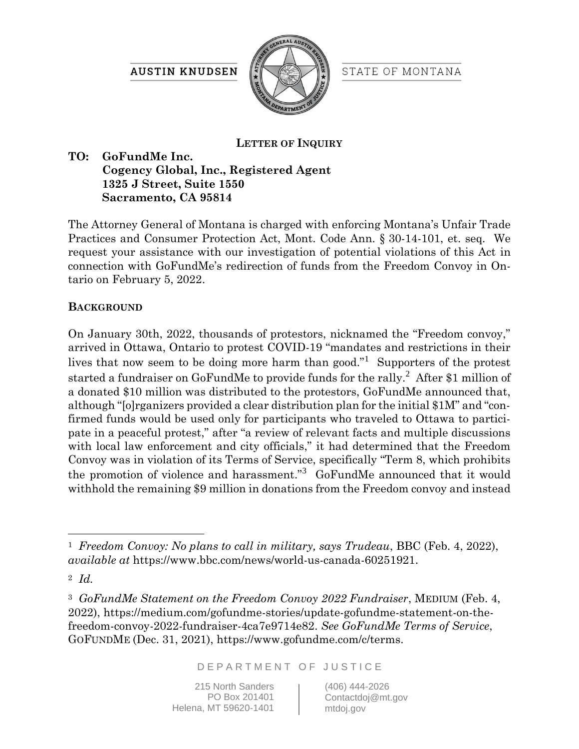AUSTIN KNUDSEN | STATE OF MONTANA

**Letter of Inquiry**

**TO: GoFundMe Inc.**
**Cogency Global, Inc., Registered Agent**
**1325 J Street, Suite 1550**
**Sacramento, CA 95814**

The Attorney General of Montana is charged with enforcing Montana's Unfair Trade Practices and Consumer Protection Act, Mont. Code Ann. § 30-14-101, et. seq. We request your assistance with our investigation of potential violations of this Act in connection with GoFundMe's redirection of funds from the Freedom Convoy in Ontario on February 5, 2022.

## **Background**

On January 30th, 2022, thousands of protestors, nicknamed the "Freedom convoy," arrived in Ottawa, Ontario to protest COVID-19 "mandates and restrictions in their lives that now seem to be doing more harm than good."[1] Supporters of the protest started a fundraiser on GoFundMe to provide funds for the rally.[2] After $1 million of a donated $10 million was distributed to the protestors, GoFundMe announced that, although "[o]rganizers provided a clear distribution plan for the initial $1M" and "confirmed funds would be used only for participants who traveled to Ottawa to participate in a peaceful protest," after "a review of relevant facts and multiple discussions with local law enforcement and city officials," it had determined that the Freedom Convoy was in violation of its Terms of Service, specifically "Term 8, which prohibits the promotion of violence and harassment."[3] GoFundMe announced that it would withhold the remaining $9 million in donations from the Freedom convoy and instead

---

[1] *Freedom Convoy: No plans to call in military, says Trudeau*, BBC (Feb. 4, 2022), *available at* https://www.bbc.com/news/world-us-canada-60251921.

[2] *Id.*

[3] *GoFundMe Statement on the Freedom Convoy 2022 Fundraiser*, MEDIUM (Feb. 4, 2022), https://medium.com/gofundme-stories/update-gofundme-statement-on-the-freedom-convoy-2022-fundraiser-4ca7e9714e82. *See GoFundMe Terms of Service*, GOFUNDME (Dec. 31, 2021), https://www.gofundme.com/c/terms.

DEPARTMENT OF JUSTICE

215 North Sanders
PO Box 201401
Helena, MT 59620-1401

(406) 444-2026
Contactdoj@mt.gov
mtdoj.gov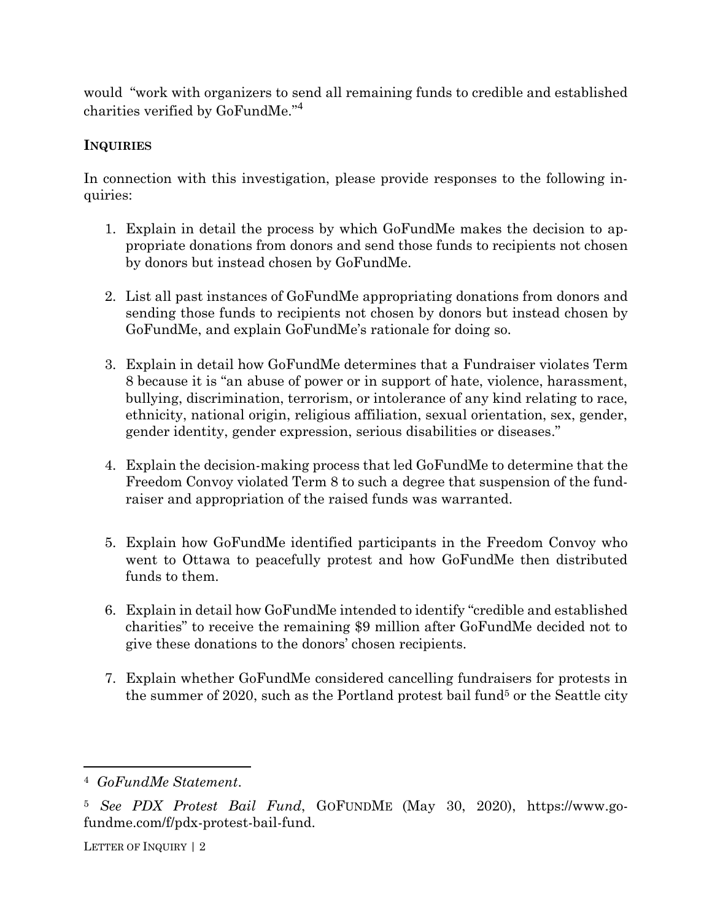would "work with organizers to send all remaining funds to credible and established charities verified by GoFundMe."[4]

**INQUIRIES**

In connection with this investigation, please provide responses to the following inquiries:

1. Explain in detail the process by which GoFundMe makes the decision to appropriate donations from donors and send those funds to recipients not chosen by donors but instead chosen by GoFundMe.

2. List all past instances of GoFundMe appropriating donations from donors and sending those funds to recipients not chosen by donors but instead chosen by GoFundMe, and explain GoFundMe's rationale for doing so.

3. Explain in detail how GoFundMe determines that a Fundraiser violates Term 8 because it is "an abuse of power or in support of hate, violence, harassment, bullying, discrimination, terrorism, or intolerance of any kind relating to race, ethnicity, national origin, religious affiliation, sexual orientation, sex, gender, gender identity, gender expression, serious disabilities or diseases."

4. Explain the decision-making process that led GoFundMe to determine that the Freedom Convoy violated Term 8 to such a degree that suspension of the fundraiser and appropriation of the raised funds was warranted.

5. Explain how GoFundMe identified participants in the Freedom Convoy who went to Ottawa to peacefully protest and how GoFundMe then distributed funds to them.

6. Explain in detail how GoFundMe intended to identify "credible and established charities" to receive the remaining $9 million after GoFundMe decided not to give these donations to the donors' chosen recipients.

7. Explain whether GoFundMe considered cancelling fundraisers for protests in the summer of 2020, such as the Portland protest bail fund[5] or the Seattle city

---

[4] *GoFundMe Statement*.

[5] *See PDX Protest Bail Fund*, GOFUNDME (May 30, 2020), https://www.gofundme.com/f/pdx-protest-bail-fund.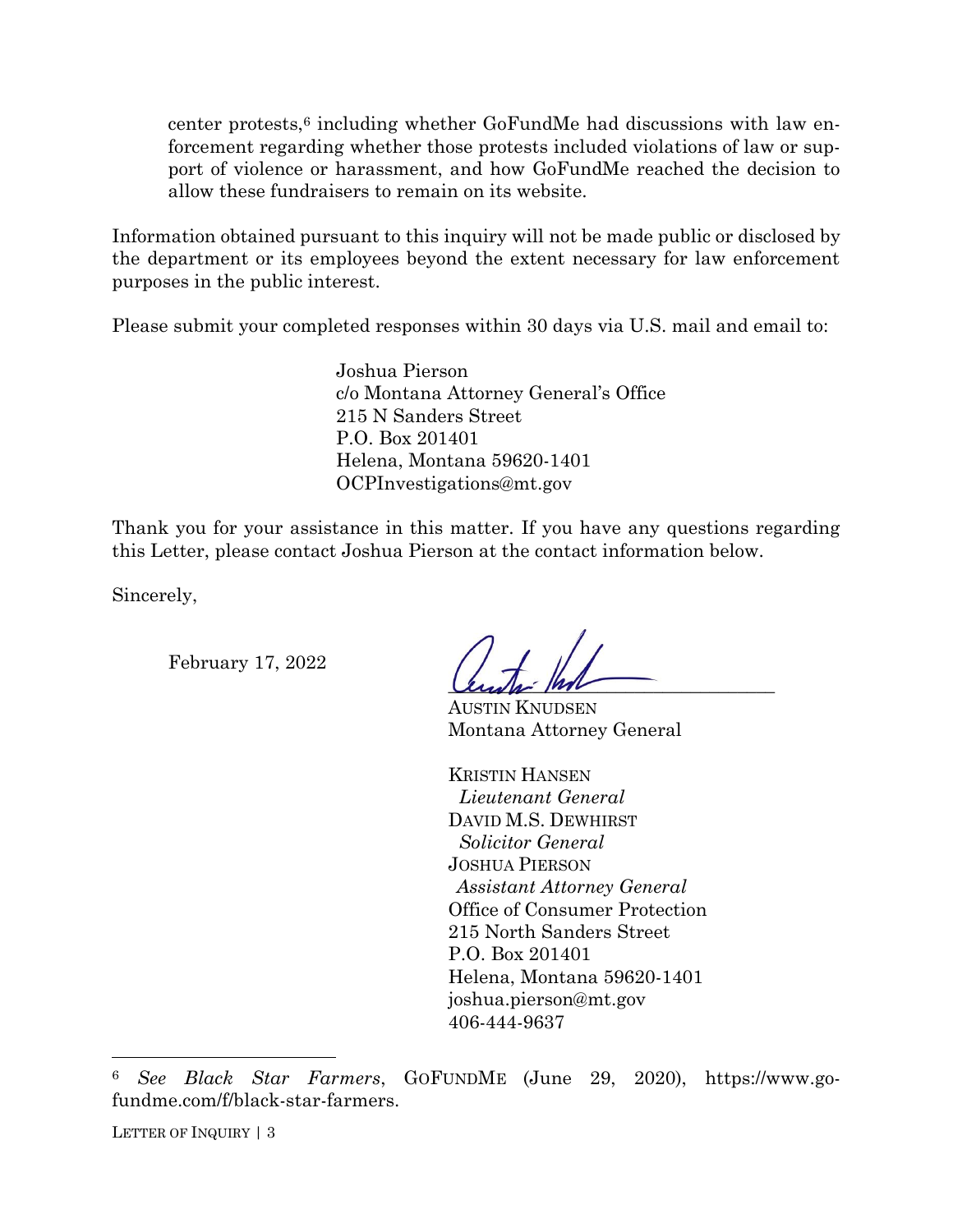center protests,[6] including whether GoFundMe had discussions with law enforcement regarding whether those protests included violations of law or support of violence or harassment, and how GoFundMe reached the decision to allow these fundraisers to remain on its website.

Information obtained pursuant to this inquiry will not be made public or disclosed by the department or its employees beyond the extent necessary for law enforcement purposes in the public interest.

Please submit your completed responses within 30 days via U.S. mail and email to:

Joshua Pierson
c/o Montana Attorney General's Office
215 N Sanders Street
P.O. Box 201401
Helena, Montana 59620-1401
OCPInvestigations@mt.gov

Thank you for your assistance in this matter. If you have any questions regarding this Letter, please contact Joshua Pierson at the contact information below.

Sincerely,

February 17, 2022

AUSTIN KNUDSEN
Montana Attorney General

KRISTIN HANSEN
*Lieutenant General*
DAVID M.S. DEWHIRST
*Solicitor General*
JOSHUA PIERSON
*Assistant Attorney General*
Office of Consumer Protection
215 North Sanders Street
P.O. Box 201401
Helena, Montana 59620-1401
joshua.pierson@mt.gov
406-444-9637

---

[6] *See Black Star Farmers*, GOFUNDME (June 29, 2020), https://www.gofundme.com/f/black-star-farmers.